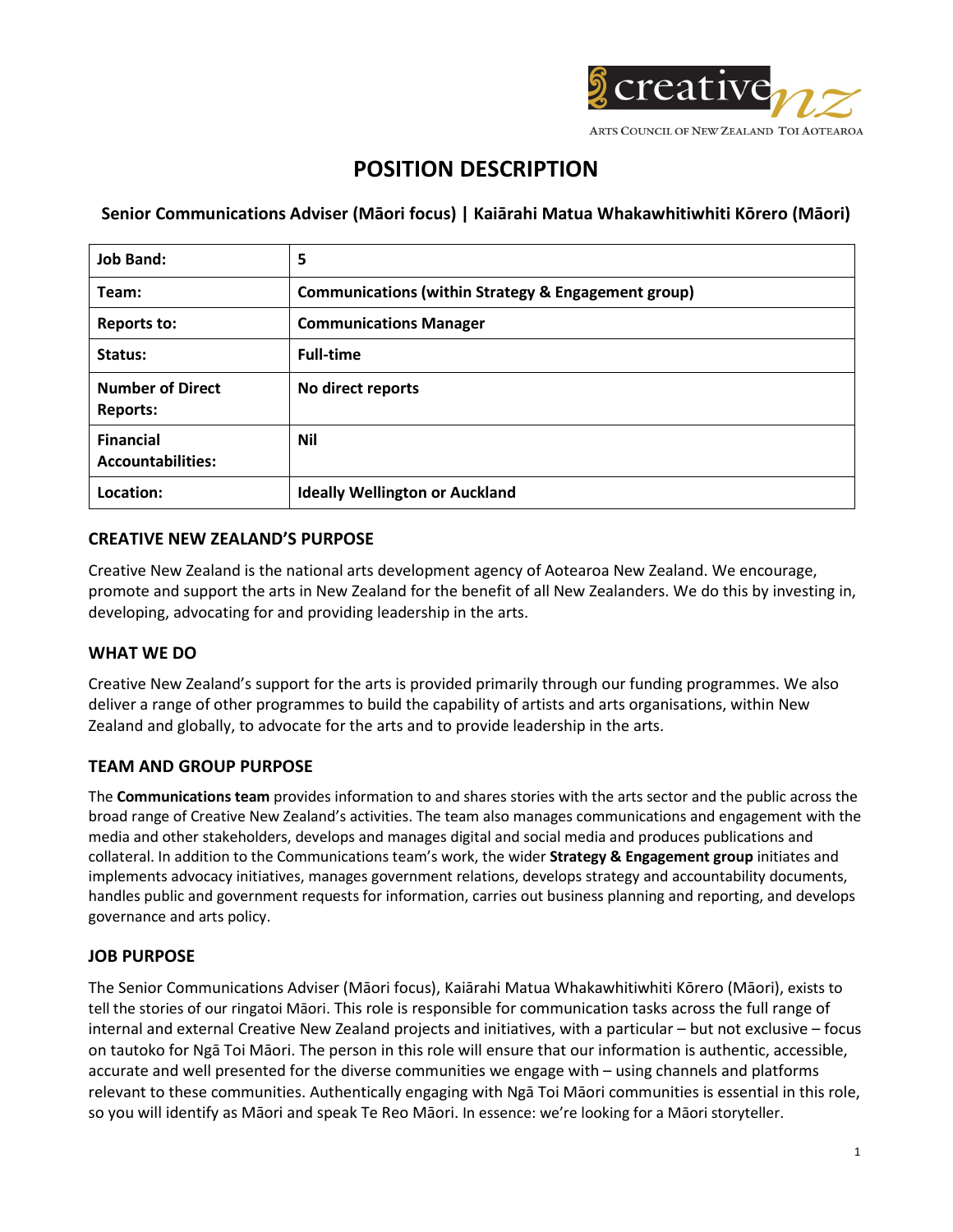# POSITION DESCRIPTION

## Senior Communications Adviser (Māori focus) | Kaiārahi Matua Whakawhitiwhiti Kōrero (Māori)

| Job Band: | 5 |
|---|---|
| Team: | Communications (within Strategy & Engagement group) |
| Reports to: | Communications Manager |
| Status: | Full-time |
| Number of Direct Reports: | No direct reports |
| Financial Accountabilities: | Nil |
| Location: | Ideally Wellington or Auckland |

### CREATIVE NEW ZEALAND'S PURPOSE

Creative New Zealand is the national arts development agency of Aotearoa New Zealand. We encourage, promote and support the arts in New Zealand for the benefit of all New Zealanders. We do this by investing in, developing, advocating for and providing leadership in the arts.

### WHAT WE DO

Creative New Zealand's support for the arts is provided primarily through our funding programmes. We also deliver a range of other programmes to build the capability of artists and arts organisations, within New Zealand and globally, to advocate for the arts and to provide leadership in the arts.

### TEAM AND GROUP PURPOSE

The **Communications team** provides information to and shares stories with the arts sector and the public across the broad range of Creative New Zealand's activities. The team also manages communications and engagement with the media and other stakeholders, develops and manages digital and social media and produces publications and collateral. In addition to the Communications team's work, the wider **Strategy & Engagement group** initiates and implements advocacy initiatives, manages government relations, develops strategy and accountability documents, handles public and government requests for information, carries out business planning and reporting, and develops governance and arts policy.

### JOB PURPOSE

The Senior Communications Adviser (Māori focus), Kaiārahi Matua Whakawhitiwhiti Kōrero (Māori), exists to tell the stories of our ringatoi Māori. This role is responsible for communication tasks across the full range of internal and external Creative New Zealand projects and initiatives, with a particular – but not exclusive – focus on tautoko for Ngā Toi Māori. The person in this role will ensure that our information is authentic, accessible, accurate and well presented for the diverse communities we engage with – using channels and platforms relevant to these communities. Authentically engaging with Ngā Toi Māori communities is essential in this role, so you will identify as Māori and speak Te Reo Māori. In essence: we're looking for a Māori storyteller.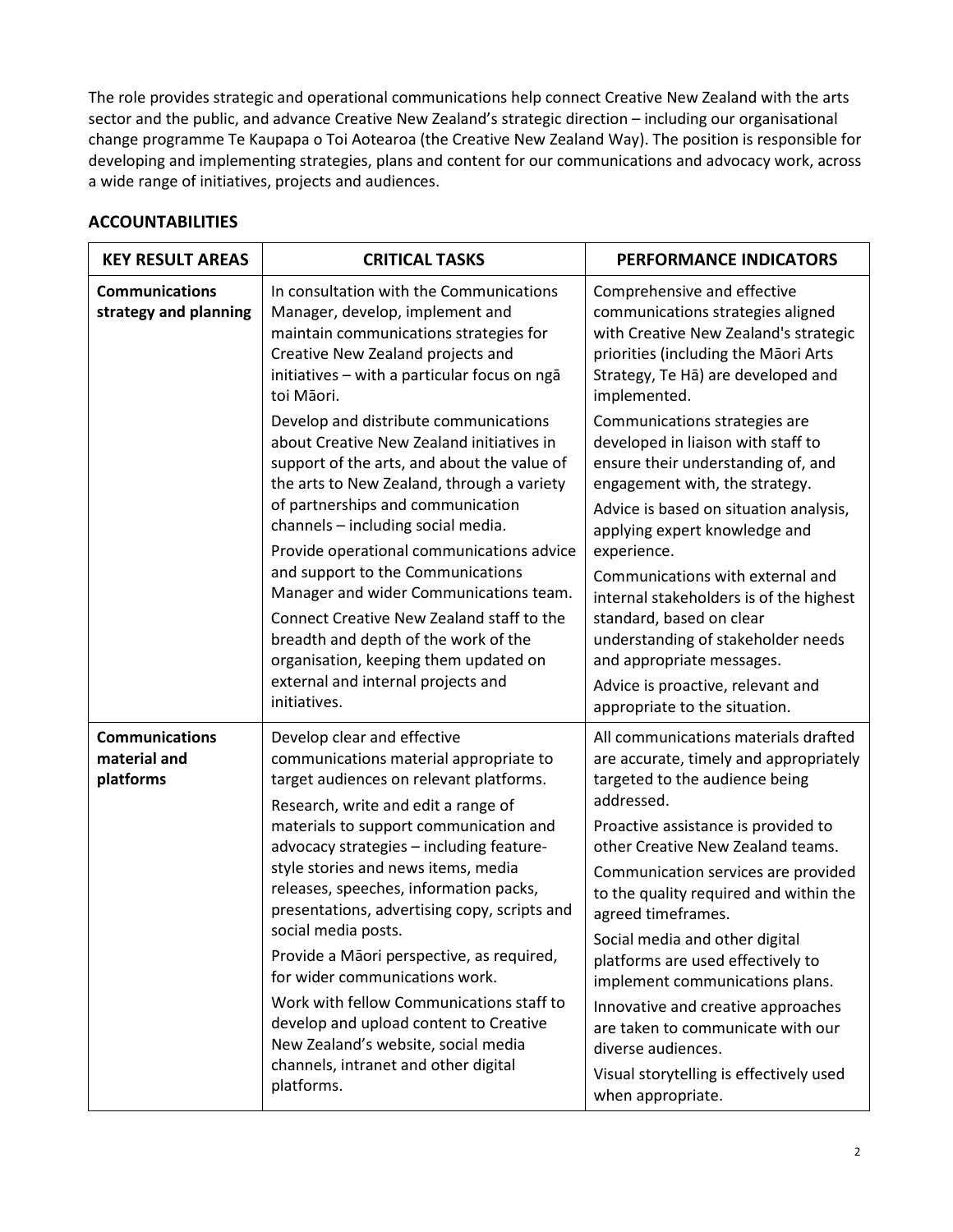The role provides strategic and operational communications help connect Creative New Zealand with the arts sector and the public, and advance Creative New Zealand's strategic direction – including our organisational change programme Te Kaupapa o Toi Aotearoa (the Creative New Zealand Way). The position is responsible for developing and implementing strategies, plans and content for our communications and advocacy work, across a wide range of initiatives, projects and audiences.

## ACCOUNTABILITIES

| KEY RESULT AREAS | CRITICAL TASKS | PERFORMANCE INDICATORS |
|---|---|---|
| **Communications strategy and planning** | In consultation with the Communications Manager, develop, implement and maintain communications strategies for Creative New Zealand projects and initiatives – with a particular focus on ngā toi Māori.<br><br>Develop and distribute communications about Creative New Zealand initiatives in support of the arts, and about the value of the arts to New Zealand, through a variety of partnerships and communication channels – including social media.<br><br>Provide operational communications advice and support to the Communications Manager and wider Communications team.<br><br>Connect Creative New Zealand staff to the breadth and depth of the work of the organisation, keeping them updated on external and internal projects and initiatives. | Comprehensive and effective communications strategies aligned with Creative New Zealand's strategic priorities (including the Māori Arts Strategy, Te Hā) are developed and implemented.<br><br>Communications strategies are developed in liaison with staff to ensure their understanding of, and engagement with, the strategy.<br><br>Advice is based on situation analysis, applying expert knowledge and experience.<br><br>Communications with external and internal stakeholders is of the highest standard, based on clear understanding of stakeholder needs and appropriate messages.<br><br>Advice is proactive, relevant and appropriate to the situation. |
| **Communications material and platforms** | Develop clear and effective communications material appropriate to target audiences on relevant platforms.<br><br>Research, write and edit a range of materials to support communication and advocacy strategies – including feature-style stories and news items, media releases, speeches, information packs, presentations, advertising copy, scripts and social media posts.<br><br>Provide a Māori perspective, as required, for wider communications work.<br><br>Work with fellow Communications staff to develop and upload content to Creative New Zealand's website, social media channels, intranet and other digital platforms. | All communications materials drafted are accurate, timely and appropriately targeted to the audience being addressed.<br><br>Proactive assistance is provided to other Creative New Zealand teams.<br><br>Communication services are provided to the quality required and within the agreed timeframes.<br><br>Social media and other digital platforms are used effectively to implement communications plans.<br><br>Innovative and creative approaches are taken to communicate with our diverse audiences.<br><br>Visual storytelling is effectively used when appropriate. |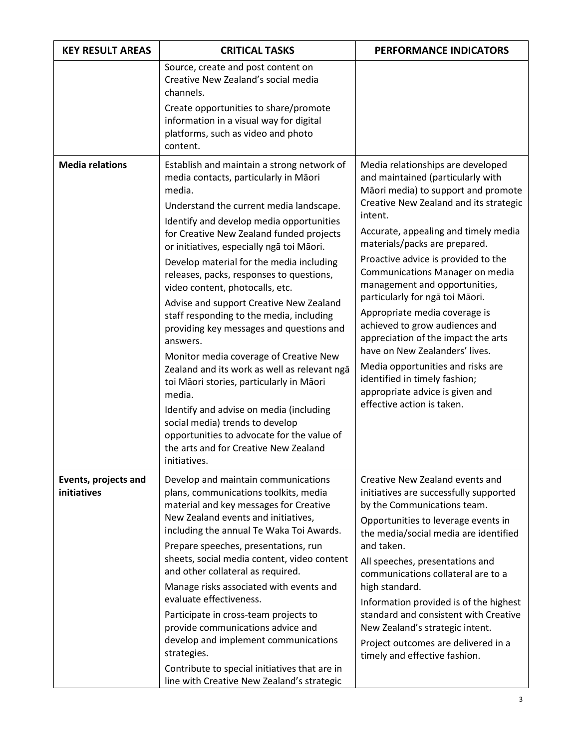| KEY RESULT AREAS | CRITICAL TASKS | PERFORMANCE INDICATORS |
|---|---|---|
| | Source, create and post content on Creative New Zealand's social media channels.<br><br>Create opportunities to share/promote information in a visual way for digital platforms, such as video and photo content. | |
| **Media relations** | Establish and maintain a strong network of media contacts, particularly in Māori media.<br><br>Understand the current media landscape.<br><br>Identify and develop media opportunities for Creative New Zealand funded projects or initiatives, especially ngā toi Māori.<br><br>Develop material for the media including releases, packs, responses to questions, video content, photocalls, etc.<br><br>Advise and support Creative New Zealand staff responding to the media, including providing key messages and questions and answers.<br><br>Monitor media coverage of Creative New Zealand and its work as well as relevant ngā toi Māori stories, particularly in Māori media.<br><br>Identify and advise on media (including social media) trends to develop opportunities to advocate for the value of the arts and for Creative New Zealand initiatives. | Media relationships are developed and maintained (particularly with Māori media) to support and promote Creative New Zealand and its strategic intent.<br><br>Accurate, appealing and timely media materials/packs are prepared.<br><br>Proactive advice is provided to the Communications Manager on media management and opportunities, particularly for ngā toi Māori.<br><br>Appropriate media coverage is achieved to grow audiences and appreciation of the impact the arts have on New Zealanders' lives.<br><br>Media opportunities and risks are identified in timely fashion; appropriate advice is given and effective action is taken. |
| **Events, projects and initiatives** | Develop and maintain communications plans, communications toolkits, media material and key messages for Creative New Zealand events and initiatives, including the annual Te Waka Toi Awards.<br><br>Prepare speeches, presentations, run sheets, social media content, video content and other collateral as required.<br><br>Manage risks associated with events and evaluate effectiveness.<br><br>Participate in cross-team projects to provide communications advice and develop and implement communications strategies.<br><br>Contribute to special initiatives that are in line with Creative New Zealand's strategic | Creative New Zealand events and initiatives are successfully supported by the Communications team.<br><br>Opportunities to leverage events in the media/social media are identified and taken.<br><br>All speeches, presentations and communications collateral are to a high standard.<br><br>Information provided is of the highest standard and consistent with Creative New Zealand's strategic intent.<br><br>Project outcomes are delivered in a timely and effective fashion. |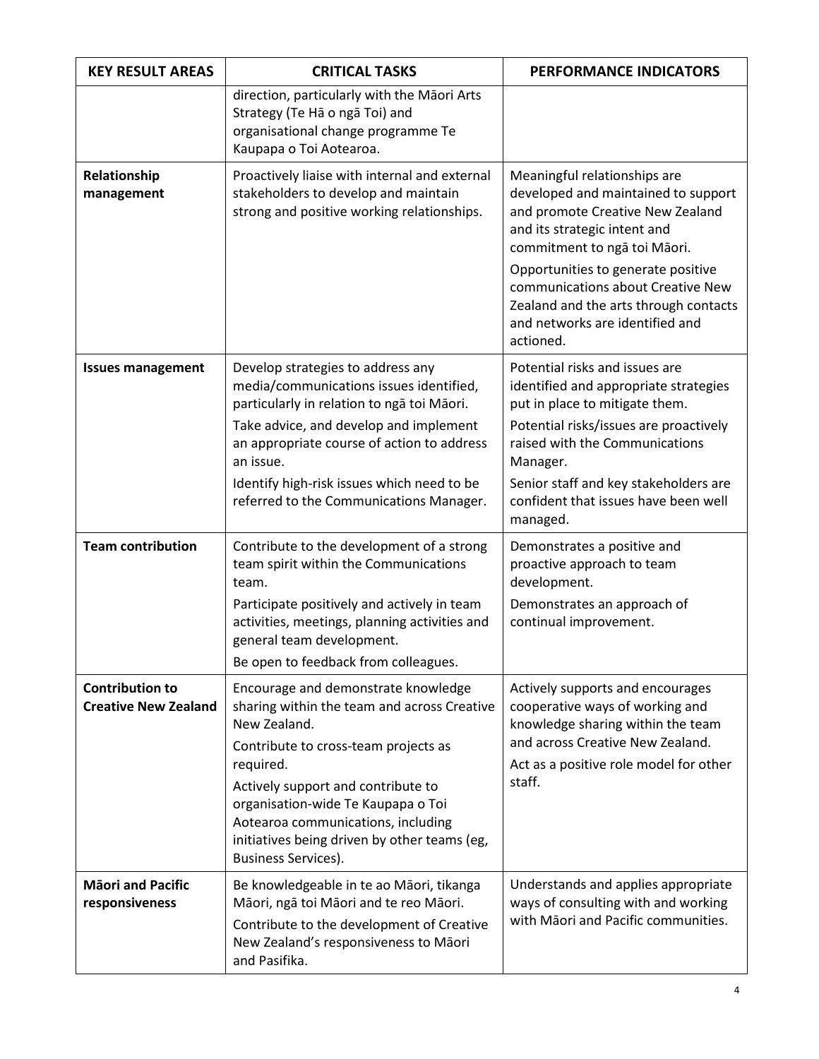| KEY RESULT AREAS | CRITICAL TASKS | PERFORMANCE INDICATORS |
|---|---|---|
| | direction, particularly with the Māori Arts Strategy (Te Hā o ngā Toi) and organisational change programme Te Kaupapa o Toi Aotearoa. | |
| **Relationship management** | Proactively liaise with internal and external stakeholders to develop and maintain strong and positive working relationships. | Meaningful relationships are developed and maintained to support and promote Creative New Zealand and its strategic intent and commitment to ngā toi Māori.<br><br>Opportunities to generate positive communications about Creative New Zealand and the arts through contacts and networks are identified and actioned. |
| **Issues management** | Develop strategies to address any media/communications issues identified, particularly in relation to ngā toi Māori.<br><br>Take advice, and develop and implement an appropriate course of action to address an issue.<br><br>Identify high-risk issues which need to be referred to the Communications Manager. | Potential risks and issues are identified and appropriate strategies put in place to mitigate them.<br><br>Potential risks/issues are proactively raised with the Communications Manager.<br><br>Senior staff and key stakeholders are confident that issues have been well managed. |
| **Team contribution** | Contribute to the development of a strong team spirit within the Communications team.<br><br>Participate positively and actively in team activities, meetings, planning activities and general team development.<br><br>Be open to feedback from colleagues. | Demonstrates a positive and proactive approach to team development.<br><br>Demonstrates an approach of continual improvement. |
| **Contribution to Creative New Zealand** | Encourage and demonstrate knowledge sharing within the team and across Creative New Zealand.<br><br>Contribute to cross-team projects as required.<br><br>Actively support and contribute to organisation-wide Te Kaupapa o Toi Aotearoa communications, including initiatives being driven by other teams (eg, Business Services). | Actively supports and encourages cooperative ways of working and knowledge sharing within the team and across Creative New Zealand.<br><br>Act as a positive role model for other staff. |
| **Māori and Pacific responsiveness** | Be knowledgeable in te ao Māori, tikanga Māori, ngā toi Māori and te reo Māori.<br><br>Contribute to the development of Creative New Zealand's responsiveness to Māori and Pasifika. | Understands and applies appropriate ways of consulting with and working with Māori and Pacific communities. |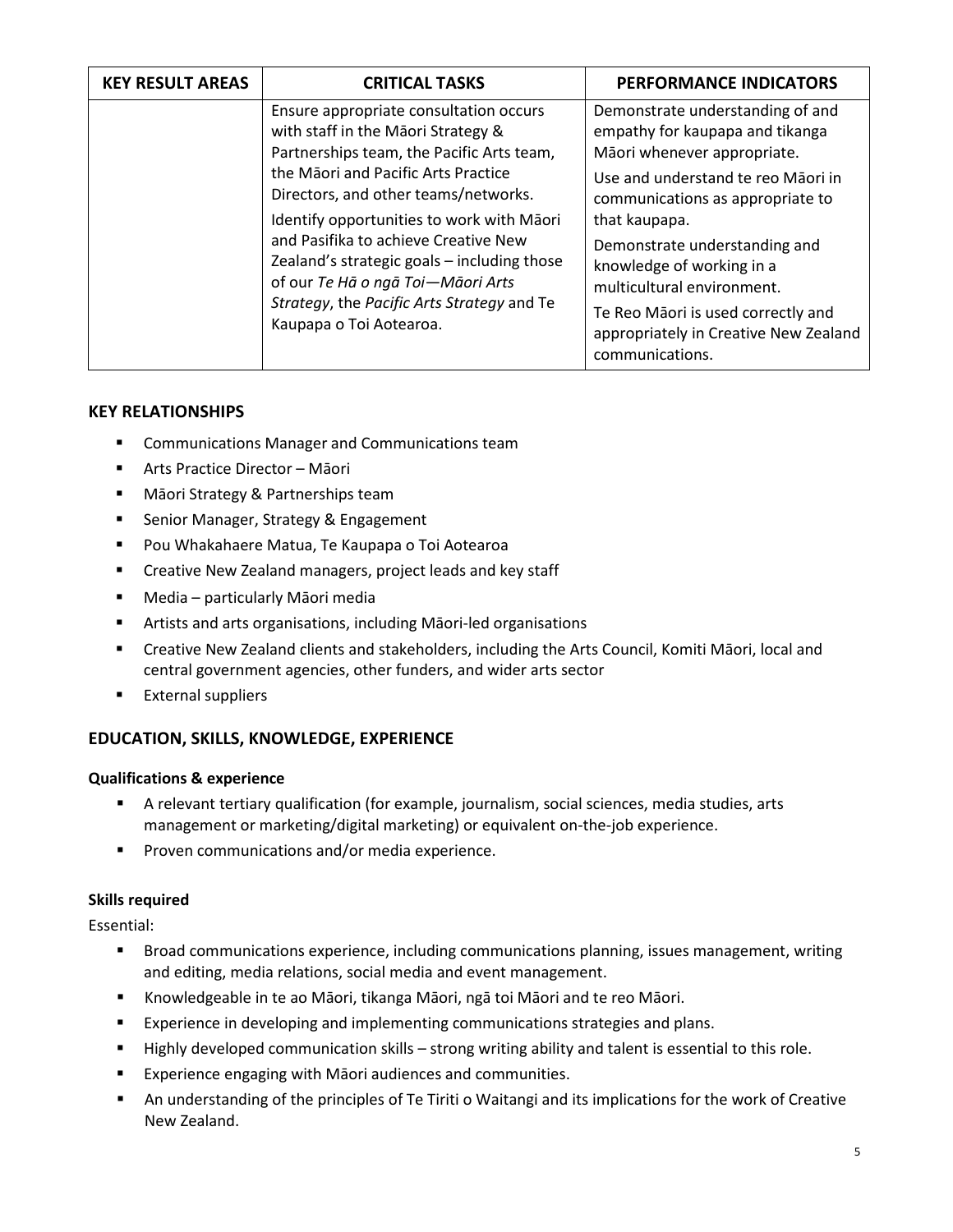| KEY RESULT AREAS | CRITICAL TASKS | PERFORMANCE INDICATORS |
|---|---|---|
| | Ensure appropriate consultation occurs with staff in the Māori Strategy & Partnerships team, the Pacific Arts team, the Māori and Pacific Arts Practice Directors, and other teams/networks.<br><br>Identify opportunities to work with Māori and Pasifika to achieve Creative New Zealand's strategic goals – including those of our *Te Hā o ngā Toi—Māori Arts Strategy*, the *Pacific Arts Strategy* and Te Kaupapa o Toi Aotearoa. | Demonstrate understanding of and empathy for kaupapa and tikanga Māori whenever appropriate.<br><br>Use and understand te reo Māori in communications as appropriate to that kaupapa.<br><br>Demonstrate understanding and knowledge of working in a multicultural environment.<br><br>Te Reo Māori is used correctly and appropriately in Creative New Zealand communications. |

## KEY RELATIONSHIPS

- Communications Manager and Communications team
- Arts Practice Director – Māori
- Māori Strategy & Partnerships team
- Senior Manager, Strategy & Engagement
- Pou Whakahaere Matua, Te Kaupapa o Toi Aotearoa
- Creative New Zealand managers, project leads and key staff
- Media – particularly Māori media
- Artists and arts organisations, including Māori-led organisations
- Creative New Zealand clients and stakeholders, including the Arts Council, Komiti Māori, local and central government agencies, other funders, and wider arts sector
- External suppliers

## EDUCATION, SKILLS, KNOWLEDGE, EXPERIENCE

### Qualifications & experience

- A relevant tertiary qualification (for example, journalism, social sciences, media studies, arts management or marketing/digital marketing) or equivalent on-the-job experience.
- Proven communications and/or media experience.

### Skills required

Essential:

- Broad communications experience, including communications planning, issues management, writing and editing, media relations, social media and event management.
- Knowledgeable in te ao Māori, tikanga Māori, ngā toi Māori and te reo Māori.
- Experience in developing and implementing communications strategies and plans.
- Highly developed communication skills – strong writing ability and talent is essential to this role.
- Experience engaging with Māori audiences and communities.
- An understanding of the principles of Te Tiriti o Waitangi and its implications for the work of Creative New Zealand.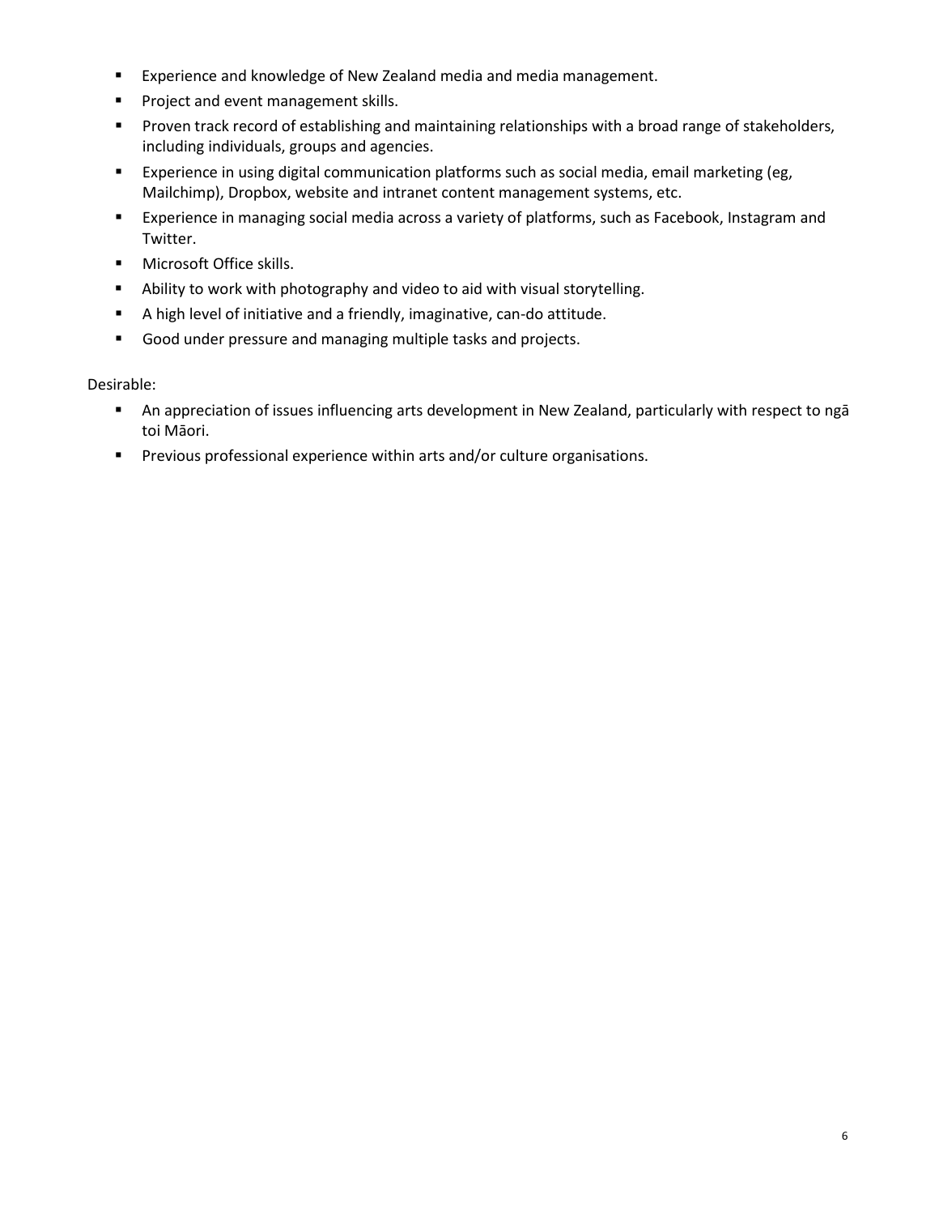- Experience and knowledge of New Zealand media and media management.
- Project and event management skills.
- Proven track record of establishing and maintaining relationships with a broad range of stakeholders, including individuals, groups and agencies.
- Experience in using digital communication platforms such as social media, email marketing (eg, Mailchimp), Dropbox, website and intranet content management systems, etc.
- Experience in managing social media across a variety of platforms, such as Facebook, Instagram and Twitter.
- Microsoft Office skills.
- Ability to work with photography and video to aid with visual storytelling.
- A high level of initiative and a friendly, imaginative, can-do attitude.
- Good under pressure and managing multiple tasks and projects.

Desirable:

- An appreciation of issues influencing arts development in New Zealand, particularly with respect to ngā toi Māori.
- Previous professional experience within arts and/or culture organisations.